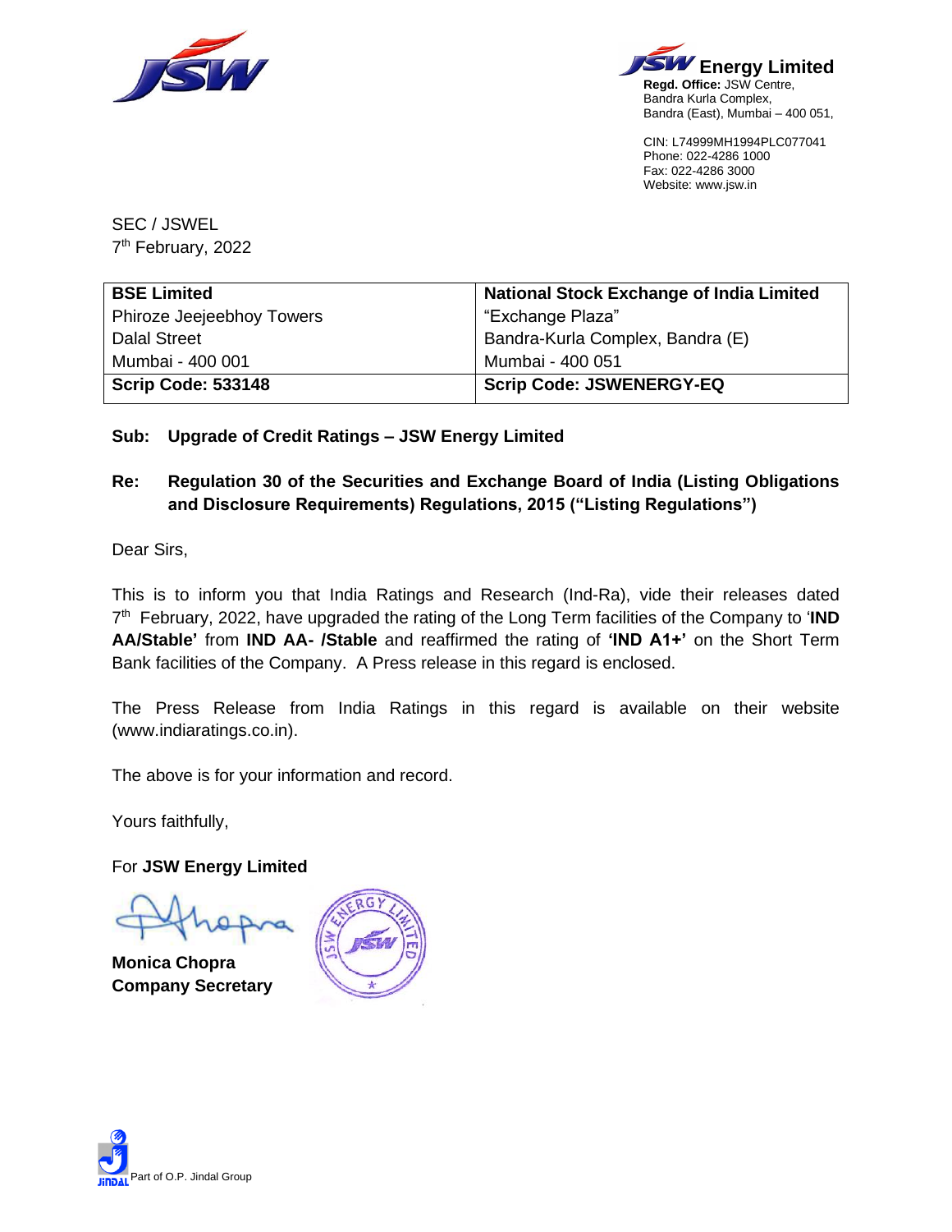**JSW Energy Limited**
**Regd. Office:** JSW Centre,
Bandra Kurla Complex,
Bandra (East), Mumbai – 400 051,

CIN: L74999MH1994PLC077041
Phone: 022-4286 1000
Fax: 022-4286 3000
Website: www.jsw.in

SEC / JSWEL
7th February, 2022

| **BSE Limited** | **National Stock Exchange of India Limited** |
|---|---|
| Phiroze Jeejeebhoy Towers | "Exchange Plaza" |
| Dalal Street | Bandra-Kurla Complex, Bandra (E) |
| Mumbai - 400 001 | Mumbai - 400 051 |
| **Scrip Code: 533148** | **Scrip Code: JSWENERGY-EQ** |

**Sub: Upgrade of Credit Ratings – JSW Energy Limited**

**Re: Regulation 30 of the Securities and Exchange Board of India (Listing Obligations and Disclosure Requirements) Regulations, 2015 ("Listing Regulations")**

Dear Sirs,

This is to inform you that India Ratings and Research (Ind-Ra), vide their releases dated 7th February, 2022, have upgraded the rating of the Long Term facilities of the Company to '**IND AA/Stable'** from **IND AA- /Stable** and reaffirmed the rating of **'IND A1+'** on the Short Term Bank facilities of the Company. A Press release in this regard is enclosed.

The Press Release from India Ratings in this regard is available on their website (www.indiaratings.co.in).

The above is for your information and record.

Yours faithfully,

For **JSW Energy Limited**

**Monica Chopra**
**Company Secretary**

Part of O.P. Jindal Group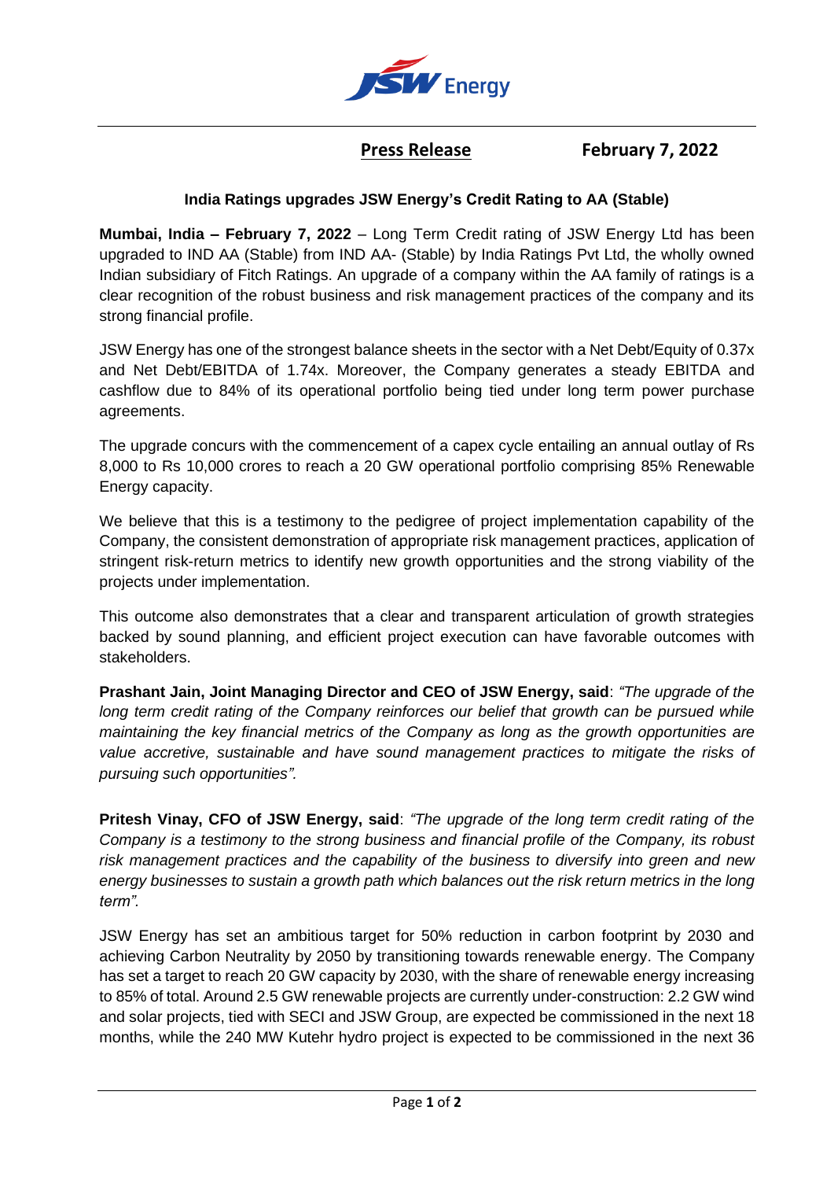**Press Release** **February 7, 2022**

### India Ratings upgrades JSW Energy's Credit Rating to AA (Stable)

**Mumbai, India – February 7, 2022** – Long Term Credit rating of JSW Energy Ltd has been upgraded to IND AA (Stable) from IND AA- (Stable) by India Ratings Pvt Ltd, the wholly owned Indian subsidiary of Fitch Ratings. An upgrade of a company within the AA family of ratings is a clear recognition of the robust business and risk management practices of the company and its strong financial profile.

JSW Energy has one of the strongest balance sheets in the sector with a Net Debt/Equity of 0.37x and Net Debt/EBITDA of 1.74x. Moreover, the Company generates a steady EBITDA and cashflow due to 84% of its operational portfolio being tied under long term power purchase agreements.

The upgrade concurs with the commencement of a capex cycle entailing an annual outlay of Rs 8,000 to Rs 10,000 crores to reach a 20 GW operational portfolio comprising 85% Renewable Energy capacity.

We believe that this is a testimony to the pedigree of project implementation capability of the Company, the consistent demonstration of appropriate risk management practices, application of stringent risk-return metrics to identify new growth opportunities and the strong viability of the projects under implementation.

This outcome also demonstrates that a clear and transparent articulation of growth strategies backed by sound planning, and efficient project execution can have favorable outcomes with stakeholders.

**Prashant Jain, Joint Managing Director and CEO of JSW Energy, said**: *"The upgrade of the long term credit rating of the Company reinforces our belief that growth can be pursued while maintaining the key financial metrics of the Company as long as the growth opportunities are value accretive, sustainable and have sound management practices to mitigate the risks of pursuing such opportunities".*

**Pritesh Vinay, CFO of JSW Energy, said**: *"The upgrade of the long term credit rating of the Company is a testimony to the strong business and financial profile of the Company, its robust risk management practices and the capability of the business to diversify into green and new energy businesses to sustain a growth path which balances out the risk return metrics in the long term".*

JSW Energy has set an ambitious target for 50% reduction in carbon footprint by 2030 and achieving Carbon Neutrality by 2050 by transitioning towards renewable energy. The Company has set a target to reach 20 GW capacity by 2030, with the share of renewable energy increasing to 85% of total. Around 2.5 GW renewable projects are currently under-construction: 2.2 GW wind and solar projects, tied with SECI and JSW Group, are expected be commissioned in the next 18 months, while the 240 MW Kutehr hydro project is expected to be commissioned in the next 36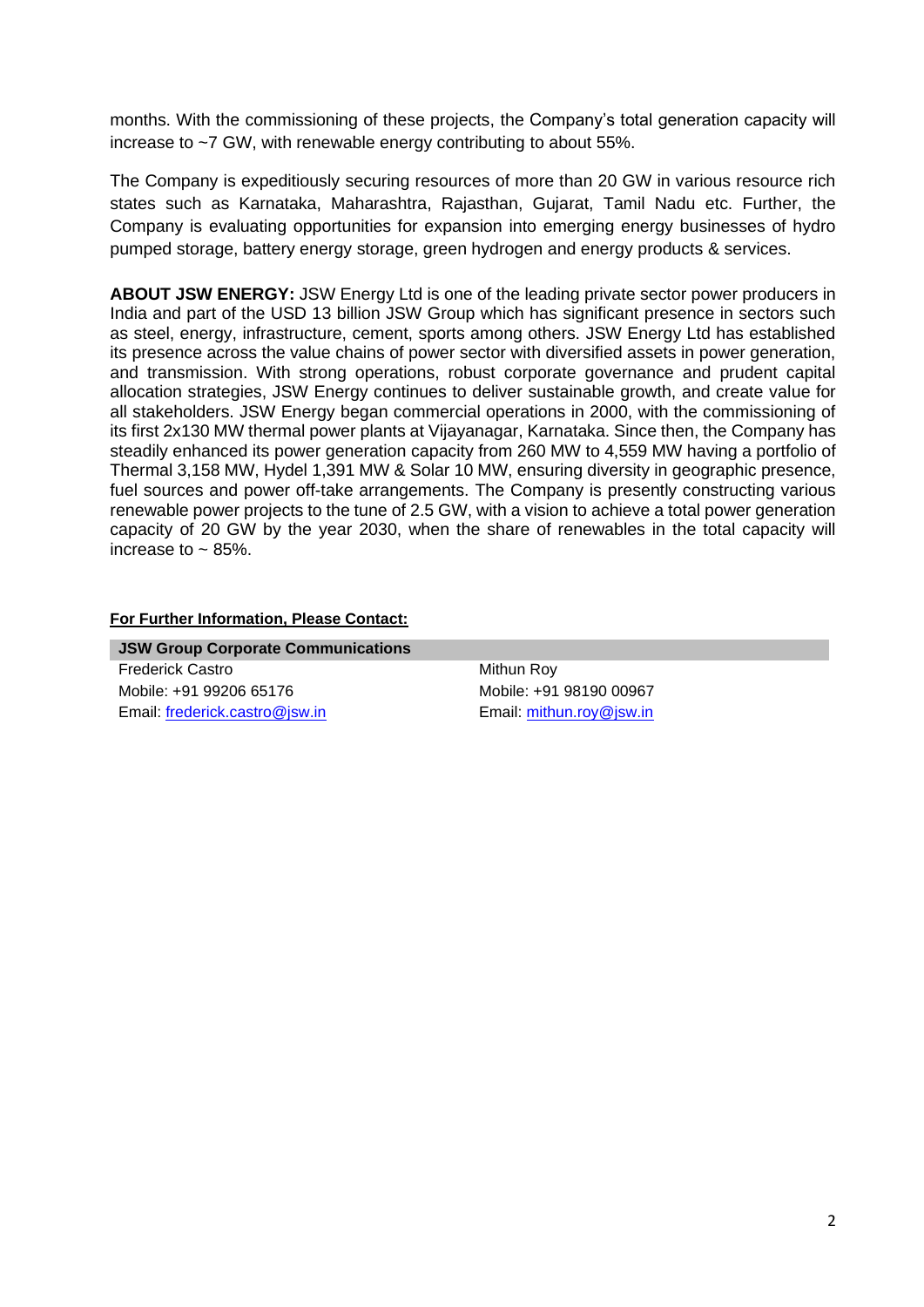months. With the commissioning of these projects, the Company's total generation capacity will increase to ~7 GW, with renewable energy contributing to about 55%.

The Company is expeditiously securing resources of more than 20 GW in various resource rich states such as Karnataka, Maharashtra, Rajasthan, Gujarat, Tamil Nadu etc. Further, the Company is evaluating opportunities for expansion into emerging energy businesses of hydro pumped storage, battery energy storage, green hydrogen and energy products & services.

**ABOUT JSW ENERGY:** JSW Energy Ltd is one of the leading private sector power producers in India and part of the USD 13 billion JSW Group which has significant presence in sectors such as steel, energy, infrastructure, cement, sports among others. JSW Energy Ltd has established its presence across the value chains of power sector with diversified assets in power generation, and transmission. With strong operations, robust corporate governance and prudent capital allocation strategies, JSW Energy continues to deliver sustainable growth, and create value for all stakeholders. JSW Energy began commercial operations in 2000, with the commissioning of its first 2x130 MW thermal power plants at Vijayanagar, Karnataka. Since then, the Company has steadily enhanced its power generation capacity from 260 MW to 4,559 MW having a portfolio of Thermal 3,158 MW, Hydel 1,391 MW & Solar 10 MW, ensuring diversity in geographic presence, fuel sources and power off-take arrangements. The Company is presently constructing various renewable power projects to the tune of 2.5 GW, with a vision to achieve a total power generation capacity of 20 GW by the year 2030, when the share of renewables in the total capacity will increase to ~ 85%.

**For Further Information, Please Contact:**

| **JSW Group Corporate Communications** | |
|---|---|
| Frederick Castro | Mithun Roy |
| Mobile: +91 99206 65176 | Mobile: +91 98190 00967 |
| Email: frederick.castro@jsw.in | Email: mithun.roy@jsw.in |